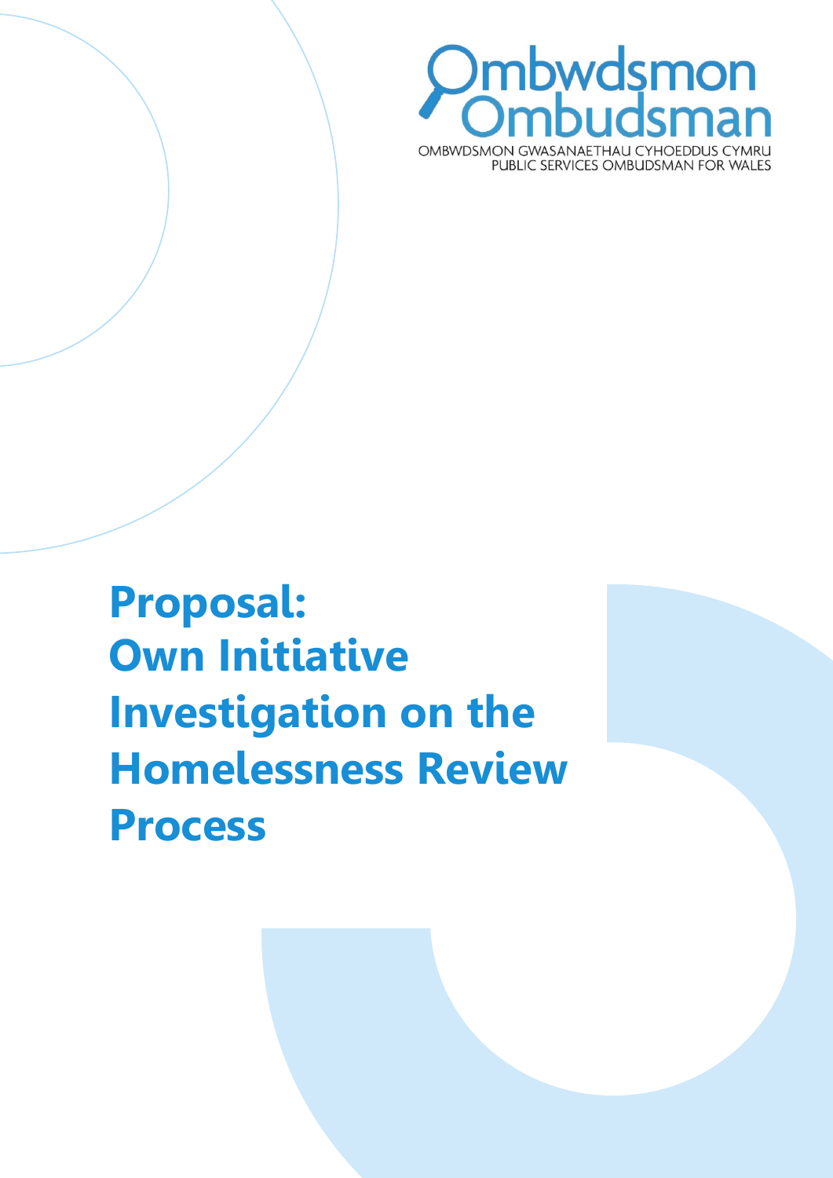Ombwdsmon Ombudsman

OMBWDSMON GWASANAETHAU CYHOEDDUS CYMRU
PUBLIC SERVICES OMBUDSMAN FOR WALES

# Proposal: Own Initiative Investigation on the Homelessness Review Process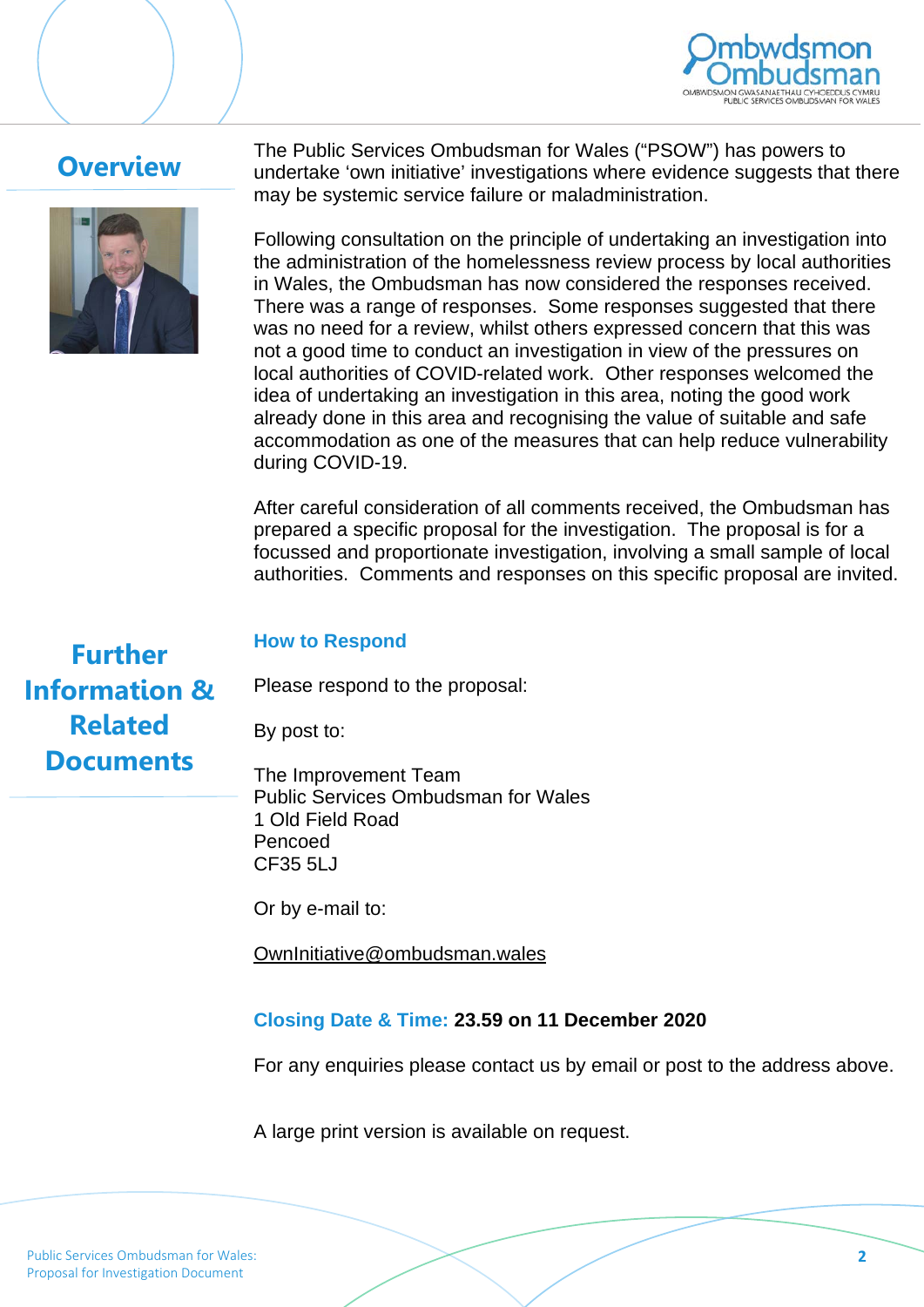## Overview

The Public Services Ombudsman for Wales ("PSOW") has powers to undertake 'own initiative' investigations where evidence suggests that there may be systemic service failure or maladministration.

Following consultation on the principle of undertaking an investigation into the administration of the homelessness review process by local authorities in Wales, the Ombudsman has now considered the responses received. There was a range of responses. Some responses suggested that there was no need for a review, whilst others expressed concern that this was not a good time to conduct an investigation in view of the pressures on local authorities of COVID-related work. Other responses welcomed the idea of undertaking an investigation in this area, noting the good work already done in this area and recognising the value of suitable and safe accommodation as one of the measures that can help reduce vulnerability during COVID-19.

After careful consideration of all comments received, the Ombudsman has prepared a specific proposal for the investigation. The proposal is for a focussed and proportionate investigation, involving a small sample of local authorities. Comments and responses on this specific proposal are invited.

## Further Information & Related Documents

### How to Respond

Please respond to the proposal:

By post to:

The Improvement Team
Public Services Ombudsman for Wales
1 Old Field Road
Pencoed
CF35 5LJ

Or by e-mail to:

OwnInitiative@ombudsman.wales

**Closing Date & Time: 23.59 on 11 December 2020**

For any enquiries please contact us by email or post to the address above.

A large print version is available on request.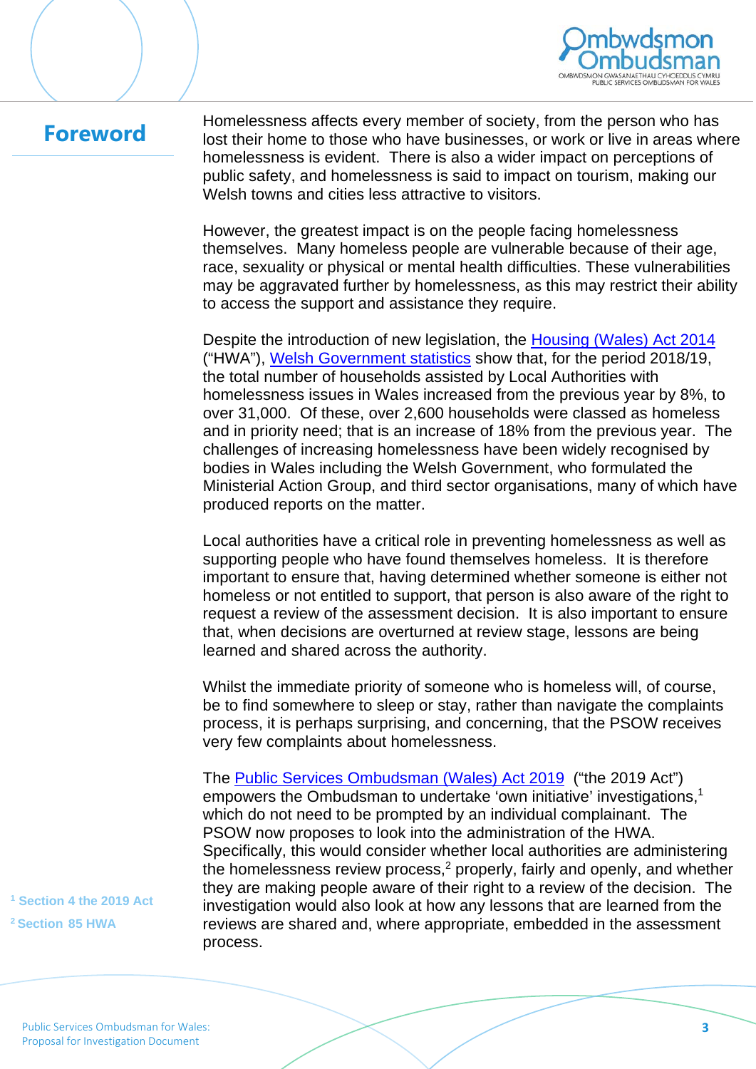## Foreword

Homelessness affects every member of society, from the person who has lost their home to those who have businesses, or work or live in areas where homelessness is evident. There is also a wider impact on perceptions of public safety, and homelessness is said to impact on tourism, making our Welsh towns and cities less attractive to visitors.

However, the greatest impact is on the people facing homelessness themselves. Many homeless people are vulnerable because of their age, race, sexuality or physical or mental health difficulties. These vulnerabilities may be aggravated further by homelessness, as this may restrict their ability to access the support and assistance they require.

Despite the introduction of new legislation, the Housing (Wales) Act 2014 ("HWA"), Welsh Government statistics show that, for the period 2018/19, the total number of households assisted by Local Authorities with homelessness issues in Wales increased from the previous year by 8%, to over 31,000. Of these, over 2,600 households were classed as homeless and in priority need; that is an increase of 18% from the previous year. The challenges of increasing homelessness have been widely recognised by bodies in Wales including the Welsh Government, who formulated the Ministerial Action Group, and third sector organisations, many of which have produced reports on the matter.

Local authorities have a critical role in preventing homelessness as well as supporting people who have found themselves homeless. It is therefore important to ensure that, having determined whether someone is either not homeless or not entitled to support, that person is also aware of the right to request a review of the assessment decision. It is also important to ensure that, when decisions are overturned at review stage, lessons are being learned and shared across the authority.

Whilst the immediate priority of someone who is homeless will, of course, be to find somewhere to sleep or stay, rather than navigate the complaints process, it is perhaps surprising, and concerning, that the PSOW receives very few complaints about homelessness.

The Public Services Ombudsman (Wales) Act 2019 ("the 2019 Act") empowers the Ombudsman to undertake 'own initiative' investigations,[1] which do not need to be prompted by an individual complainant. The PSOW now proposes to look into the administration of the HWA. Specifically, this would consider whether local authorities are administering the homelessness review process,[2] properly, fairly and openly, and whether they are making people aware of their right to a review of the decision. The investigation would also look at how any lessons that are learned from the reviews are shared and, where appropriate, embedded in the assessment process.

[1] Section 4 the 2019 Act

[2] Section 85 HWA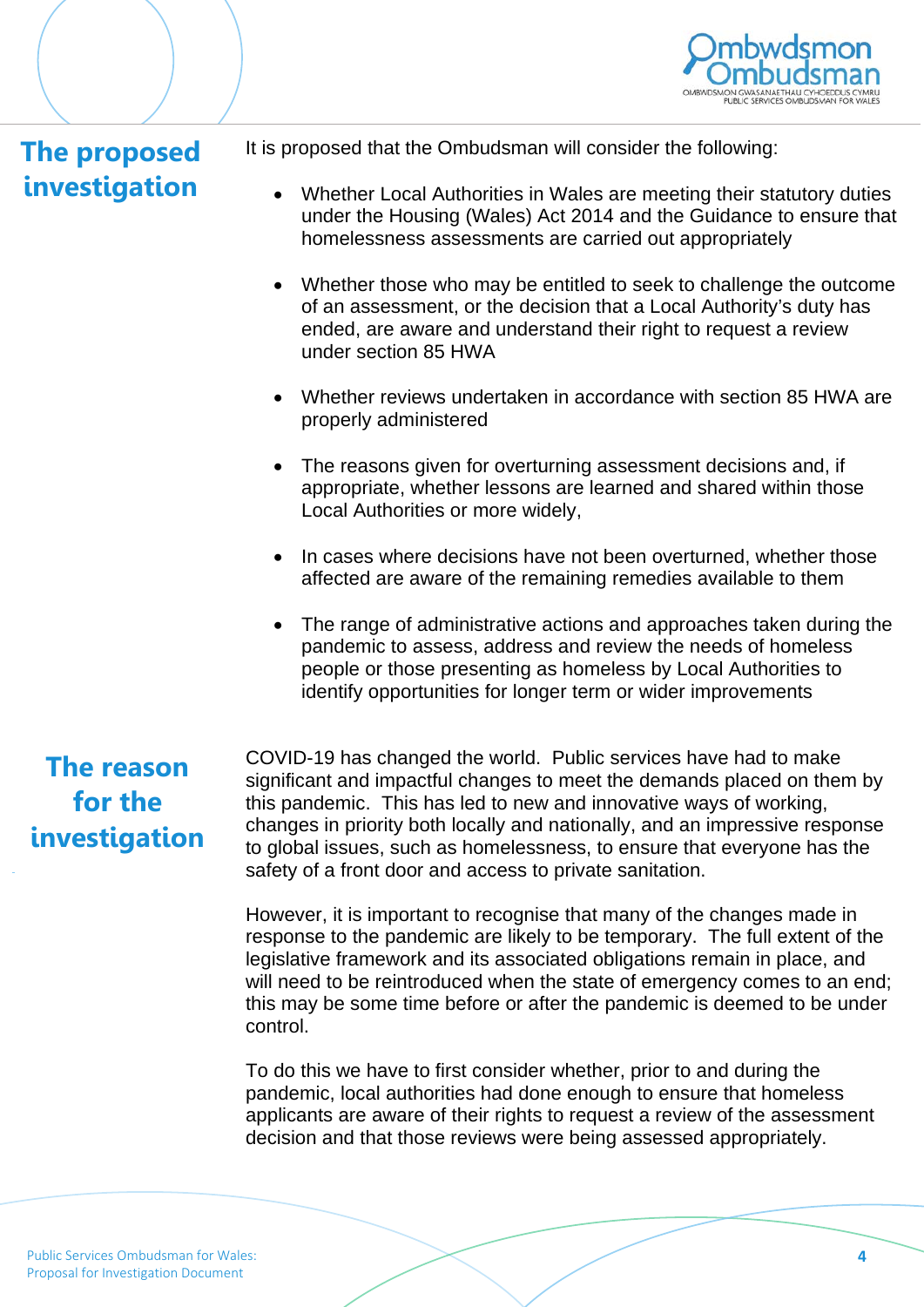## The proposed investigation

It is proposed that the Ombudsman will consider the following:

- Whether Local Authorities in Wales are meeting their statutory duties under the Housing (Wales) Act 2014 and the Guidance to ensure that homelessness assessments are carried out appropriately
- Whether those who may be entitled to seek to challenge the outcome of an assessment, or the decision that a Local Authority's duty has ended, are aware and understand their right to request a review under section 85 HWA
- Whether reviews undertaken in accordance with section 85 HWA are properly administered
- The reasons given for overturning assessment decisions and, if appropriate, whether lessons are learned and shared within those Local Authorities or more widely,
- In cases where decisions have not been overturned, whether those affected are aware of the remaining remedies available to them
- The range of administrative actions and approaches taken during the pandemic to assess, address and review the needs of homeless people or those presenting as homeless by Local Authorities to identify opportunities for longer term or wider improvements

## The reason for the investigation

COVID-19 has changed the world. Public services have had to make significant and impactful changes to meet the demands placed on them by this pandemic. This has led to new and innovative ways of working, changes in priority both locally and nationally, and an impressive response to global issues, such as homelessness, to ensure that everyone has the safety of a front door and access to private sanitation.

However, it is important to recognise that many of the changes made in response to the pandemic are likely to be temporary. The full extent of the legislative framework and its associated obligations remain in place, and will need to be reintroduced when the state of emergency comes to an end; this may be some time before or after the pandemic is deemed to be under control.

To do this we have to first consider whether, prior to and during the pandemic, local authorities had done enough to ensure that homeless applicants are aware of their rights to request a review of the assessment decision and that those reviews were being assessed appropriately.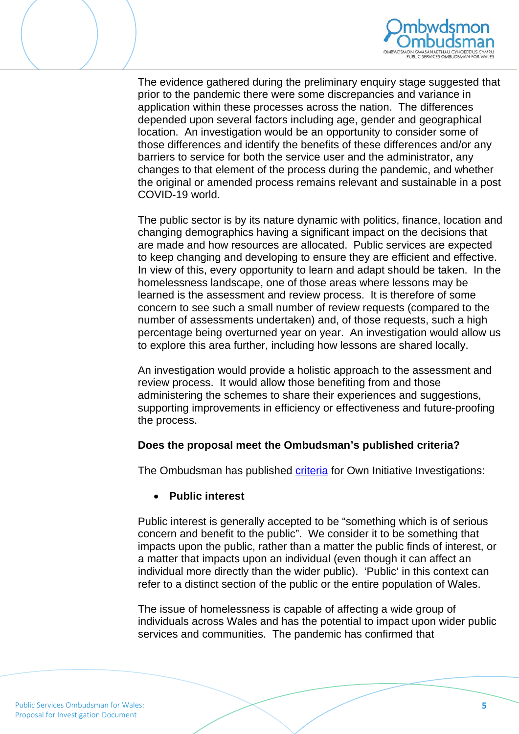The evidence gathered during the preliminary enquiry stage suggested that prior to the pandemic there were some discrepancies and variance in application within these processes across the nation. The differences depended upon several factors including age, gender and geographical location. An investigation would be an opportunity to consider some of those differences and identify the benefits of these differences and/or any barriers to service for both the service user and the administrator, any changes to that element of the process during the pandemic, and whether the original or amended process remains relevant and sustainable in a post COVID-19 world.

The public sector is by its nature dynamic with politics, finance, location and changing demographics having a significant impact on the decisions that are made and how resources are allocated. Public services are expected to keep changing and developing to ensure they are efficient and effective. In view of this, every opportunity to learn and adapt should be taken. In the homelessness landscape, one of those areas where lessons may be learned is the assessment and review process. It is therefore of some concern to see such a small number of review requests (compared to the number of assessments undertaken) and, of those requests, such a high percentage being overturned year on year. An investigation would allow us to explore this area further, including how lessons are shared locally.

An investigation would provide a holistic approach to the assessment and review process. It would allow those benefiting from and those administering the schemes to share their experiences and suggestions, supporting improvements in efficiency or effectiveness and future-proofing the process.

**Does the proposal meet the Ombudsman's published criteria?**

The Ombudsman has published criteria for Own Initiative Investigations:

- **Public interest**

Public interest is generally accepted to be "something which is of serious concern and benefit to the public". We consider it to be something that impacts upon the public, rather than a matter the public finds of interest, or a matter that impacts upon an individual (even though it can affect an individual more directly than the wider public). 'Public' in this context can refer to a distinct section of the public or the entire population of Wales.

The issue of homelessness is capable of affecting a wide group of individuals across Wales and has the potential to impact upon wider public services and communities. The pandemic has confirmed that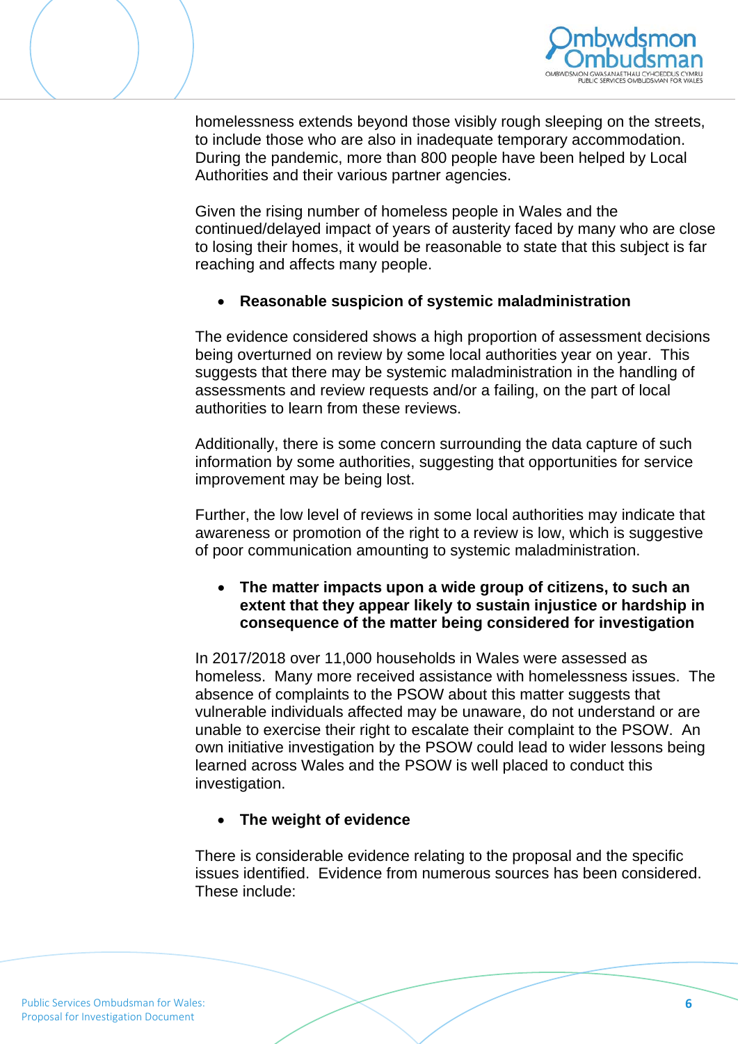homelessness extends beyond those visibly rough sleeping on the streets, to include those who are also in inadequate temporary accommodation. During the pandemic, more than 800 people have been helped by Local Authorities and their various partner agencies.

Given the rising number of homeless people in Wales and the continued/delayed impact of years of austerity faced by many who are close to losing their homes, it would be reasonable to state that this subject is far reaching and affects many people.

- **Reasonable suspicion of systemic maladministration**

The evidence considered shows a high proportion of assessment decisions being overturned on review by some local authorities year on year. This suggests that there may be systemic maladministration in the handling of assessments and review requests and/or a failing, on the part of local authorities to learn from these reviews.

Additionally, there is some concern surrounding the data capture of such information by some authorities, suggesting that opportunities for service improvement may be being lost.

Further, the low level of reviews in some local authorities may indicate that awareness or promotion of the right to a review is low, which is suggestive of poor communication amounting to systemic maladministration.

- **The matter impacts upon a wide group of citizens, to such an extent that they appear likely to sustain injustice or hardship in consequence of the matter being considered for investigation**

In 2017/2018 over 11,000 households in Wales were assessed as homeless. Many more received assistance with homelessness issues. The absence of complaints to the PSOW about this matter suggests that vulnerable individuals affected may be unaware, do not understand or are unable to exercise their right to escalate their complaint to the PSOW. An own initiative investigation by the PSOW could lead to wider lessons being learned across Wales and the PSOW is well placed to conduct this investigation.

- **The weight of evidence**

There is considerable evidence relating to the proposal and the specific issues identified. Evidence from numerous sources has been considered. These include: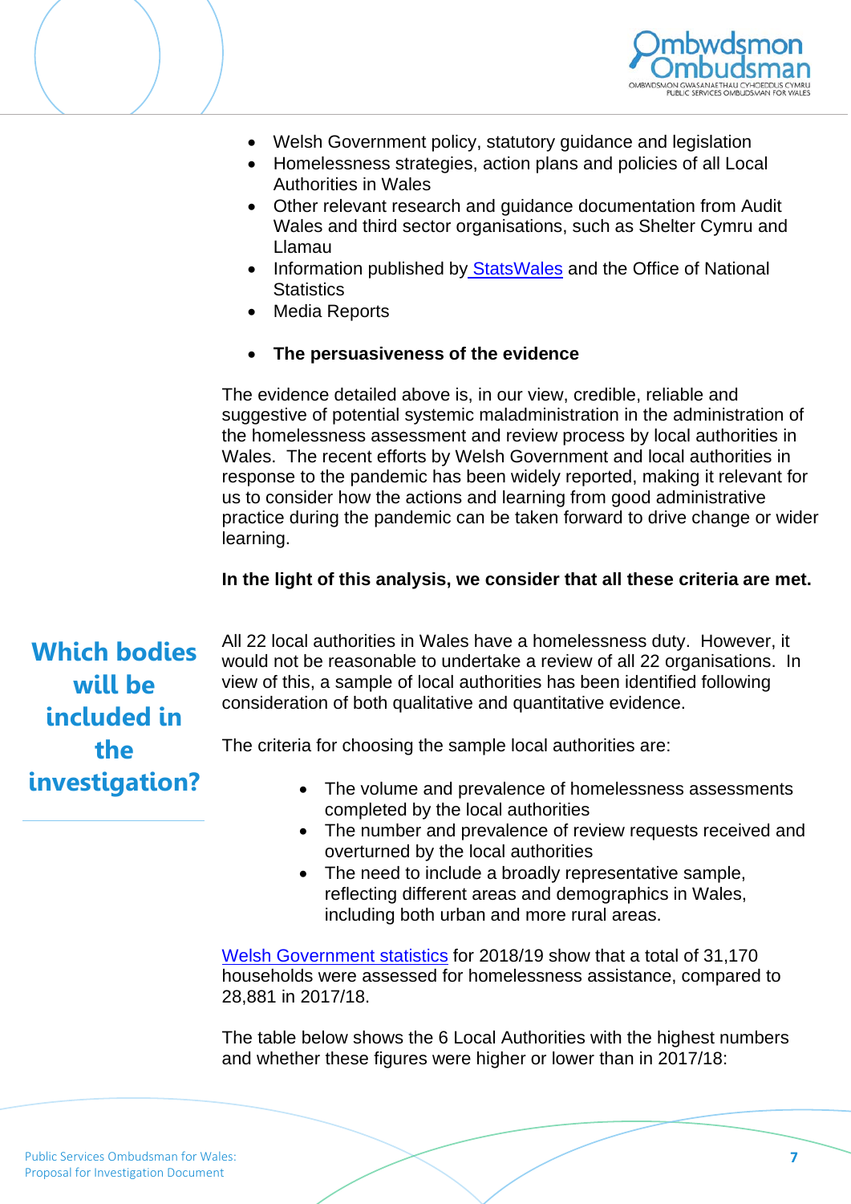- Welsh Government policy, statutory guidance and legislation
- Homelessness strategies, action plans and policies of all Local Authorities in Wales
- Other relevant research and guidance documentation from Audit Wales and third sector organisations, such as Shelter Cymru and Llamau
- Information published by [StatsWales](#) and the Office of National Statistics
- Media Reports

- **The persuasiveness of the evidence**

The evidence detailed above is, in our view, credible, reliable and suggestive of potential systemic maladministration in the administration of the homelessness assessment and review process by local authorities in Wales. The recent efforts by Welsh Government and local authorities in response to the pandemic has been widely reported, making it relevant for us to consider how the actions and learning from good administrative practice during the pandemic can be taken forward to drive change or wider learning.

**In the light of this analysis, we consider that all these criteria are met.**

## Which bodies will be included in the investigation?

All 22 local authorities in Wales have a homelessness duty. However, it would not be reasonable to undertake a review of all 22 organisations. In view of this, a sample of local authorities has been identified following consideration of both qualitative and quantitative evidence.

The criteria for choosing the sample local authorities are:

- The volume and prevalence of homelessness assessments completed by the local authorities
- The number and prevalence of review requests received and overturned by the local authorities
- The need to include a broadly representative sample, reflecting different areas and demographics in Wales, including both urban and more rural areas.

[Welsh Government statistics](#) for 2018/19 show that a total of 31,170 households were assessed for homelessness assistance, compared to 28,881 in 2017/18.

The table below shows the 6 Local Authorities with the highest numbers and whether these figures were higher or lower than in 2017/18: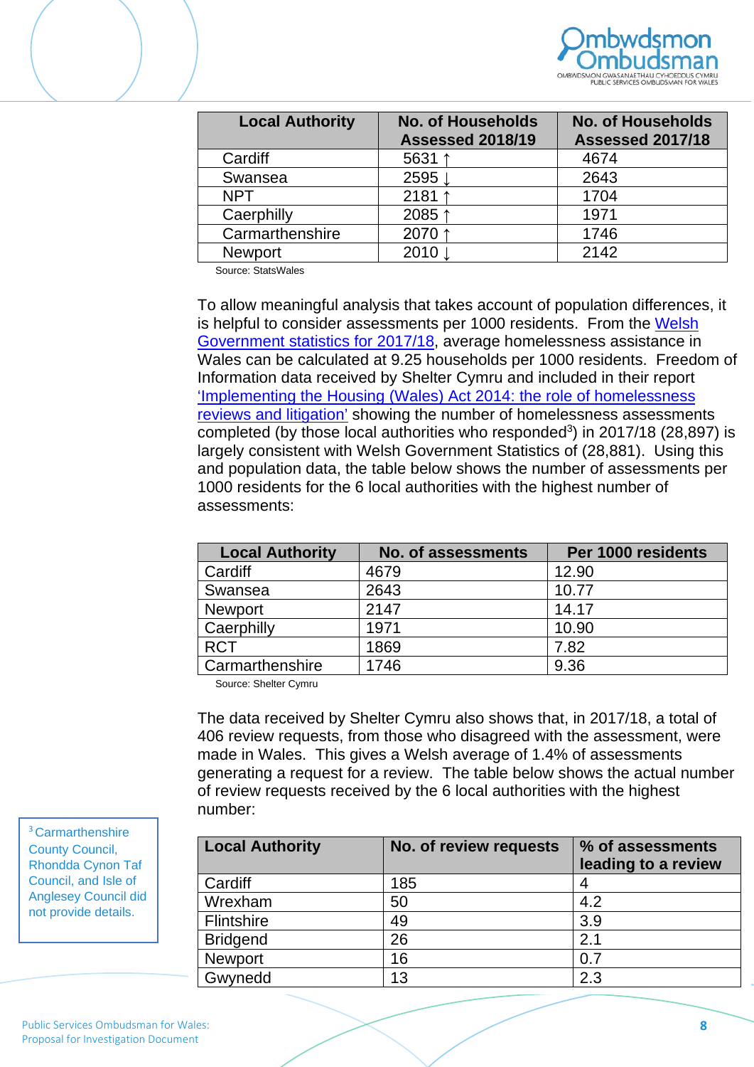| Local Authority | No. of Households Assessed 2018/19 | No. of Households Assessed 2017/18 |
|---|---|---|
| Cardiff | 5631 ↑ | 4674 |
| Swansea | 2595 ↓ | 2643 |
| NPT | 2181 ↑ | 1704 |
| Caerphilly | 2085 ↑ | 1971 |
| Carmarthenshire | 2070 ↑ | 1746 |
| Newport | 2010 ↓ | 2142 |

Source: StatsWales

To allow meaningful analysis that takes account of population differences, it is helpful to consider assessments per 1000 residents. From the Welsh Government statistics for 2017/18, average homelessness assistance in Wales can be calculated at 9.25 households per 1000 residents. Freedom of Information data received by Shelter Cymru and included in their report 'Implementing the Housing (Wales) Act 2014: the role of homelessness reviews and litigation' showing the number of homelessness assessments completed (by those local authorities who responded[3]) in 2017/18 (28,897) is largely consistent with Welsh Government Statistics of (28,881). Using this and population data, the table below shows the number of assessments per 1000 residents for the 6 local authorities with the highest number of assessments:

| Local Authority | No. of assessments | Per 1000 residents |
|---|---|---|
| Cardiff | 4679 | 12.90 |
| Swansea | 2643 | 10.77 |
| Newport | 2147 | 14.17 |
| Caerphilly | 1971 | 10.90 |
| RCT | 1869 | 7.82 |
| Carmarthenshire | 1746 | 9.36 |

Source: Shelter Cymru

The data received by Shelter Cymru also shows that, in 2017/18, a total of 406 review requests, from those who disagreed with the assessment, were made in Wales. This gives a Welsh average of 1.4% of assessments generating a request for a review. The table below shows the actual number of review requests received by the 6 local authorities with the highest number:

| Local Authority | No. of review requests | % of assessments leading to a review |
|---|---|---|
| Cardiff | 185 | 4 |
| Wrexham | 50 | 4.2 |
| Flintshire | 49 | 3.9 |
| Bridgend | 26 | 2.1 |
| Newport | 16 | 0.7 |
| Gwynedd | 13 | 2.3 |

[3] Carmarthenshire County Council, Rhondda Cynon Taf Council, and Isle of Anglesey Council did not provide details.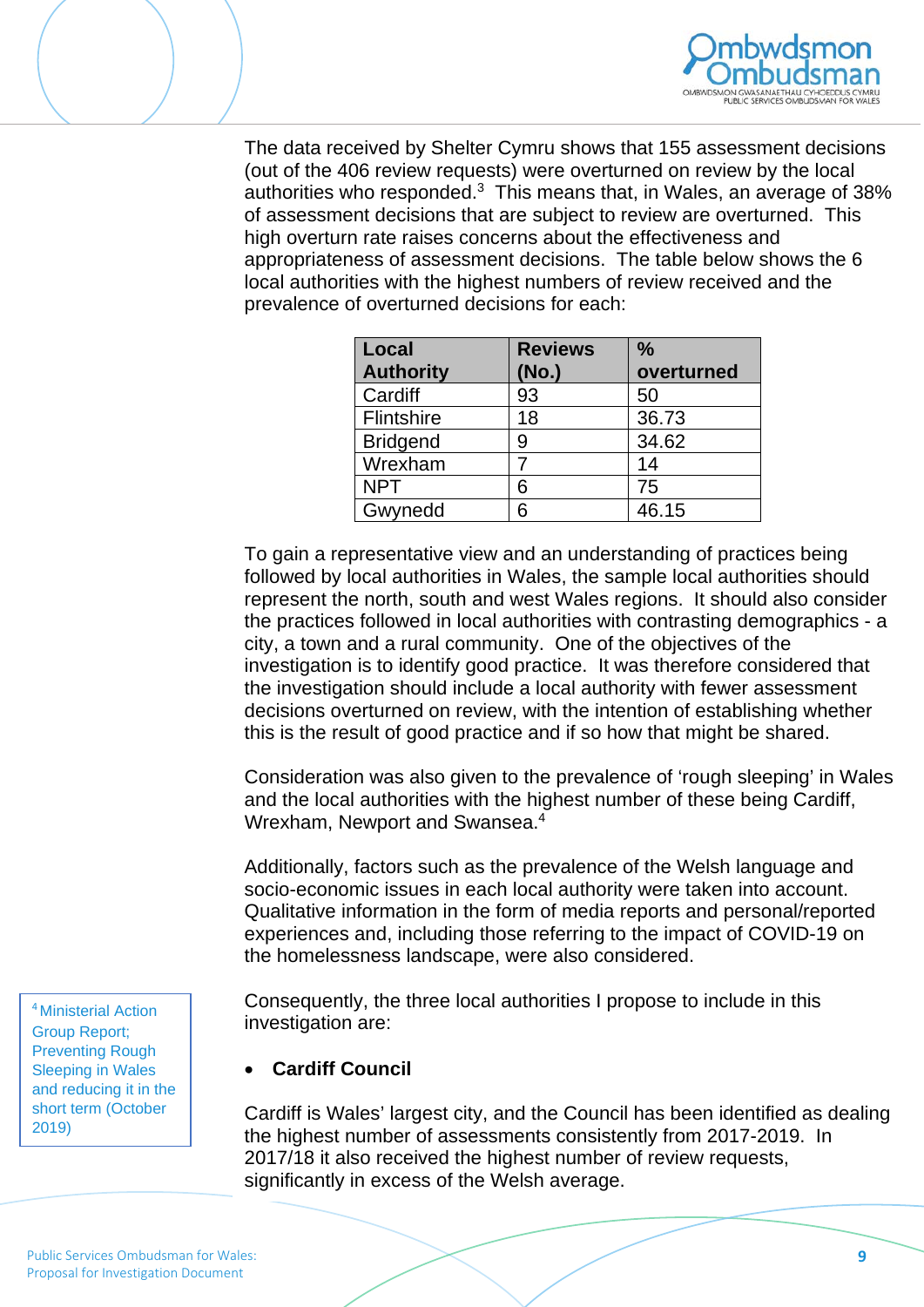The data received by Shelter Cymru shows that 155 assessment decisions (out of the 406 review requests) were overturned on review by the local authorities who responded.[3] This means that, in Wales, an average of 38% of assessment decisions that are subject to review are overturned. This high overturn rate raises concerns about the effectiveness and appropriateness of assessment decisions. The table below shows the 6 local authorities with the highest numbers of review received and the prevalence of overturned decisions for each:

| Local Authority | Reviews (No.) | % overturned |
|---|---|---|
| Cardiff | 93 | 50 |
| Flintshire | 18 | 36.73 |
| Bridgend | 9 | 34.62 |
| Wrexham | 7 | 14 |
| NPT | 6 | 75 |
| Gwynedd | 6 | 46.15 |

To gain a representative view and an understanding of practices being followed by local authorities in Wales, the sample local authorities should represent the north, south and west Wales regions. It should also consider the practices followed in local authorities with contrasting demographics - a city, a town and a rural community. One of the objectives of the investigation is to identify good practice. It was therefore considered that the investigation should include a local authority with fewer assessment decisions overturned on review, with the intention of establishing whether this is the result of good practice and if so how that might be shared.

Consideration was also given to the prevalence of 'rough sleeping' in Wales and the local authorities with the highest number of these being Cardiff, Wrexham, Newport and Swansea.[4]

Additionally, factors such as the prevalence of the Welsh language and socio-economic issues in each local authority were taken into account. Qualitative information in the form of media reports and personal/reported experiences and, including those referring to the impact of COVID-19 on the homelessness landscape, were also considered.

Consequently, the three local authorities I propose to include in this investigation are:

- **Cardiff Council**

Cardiff is Wales' largest city, and the Council has been identified as dealing the highest number of assessments consistently from 2017-2019. In 2017/18 it also received the highest number of review requests, significantly in excess of the Welsh average.

[4] Ministerial Action Group Report; Preventing Rough Sleeping in Wales and reducing it in the short term (October 2019)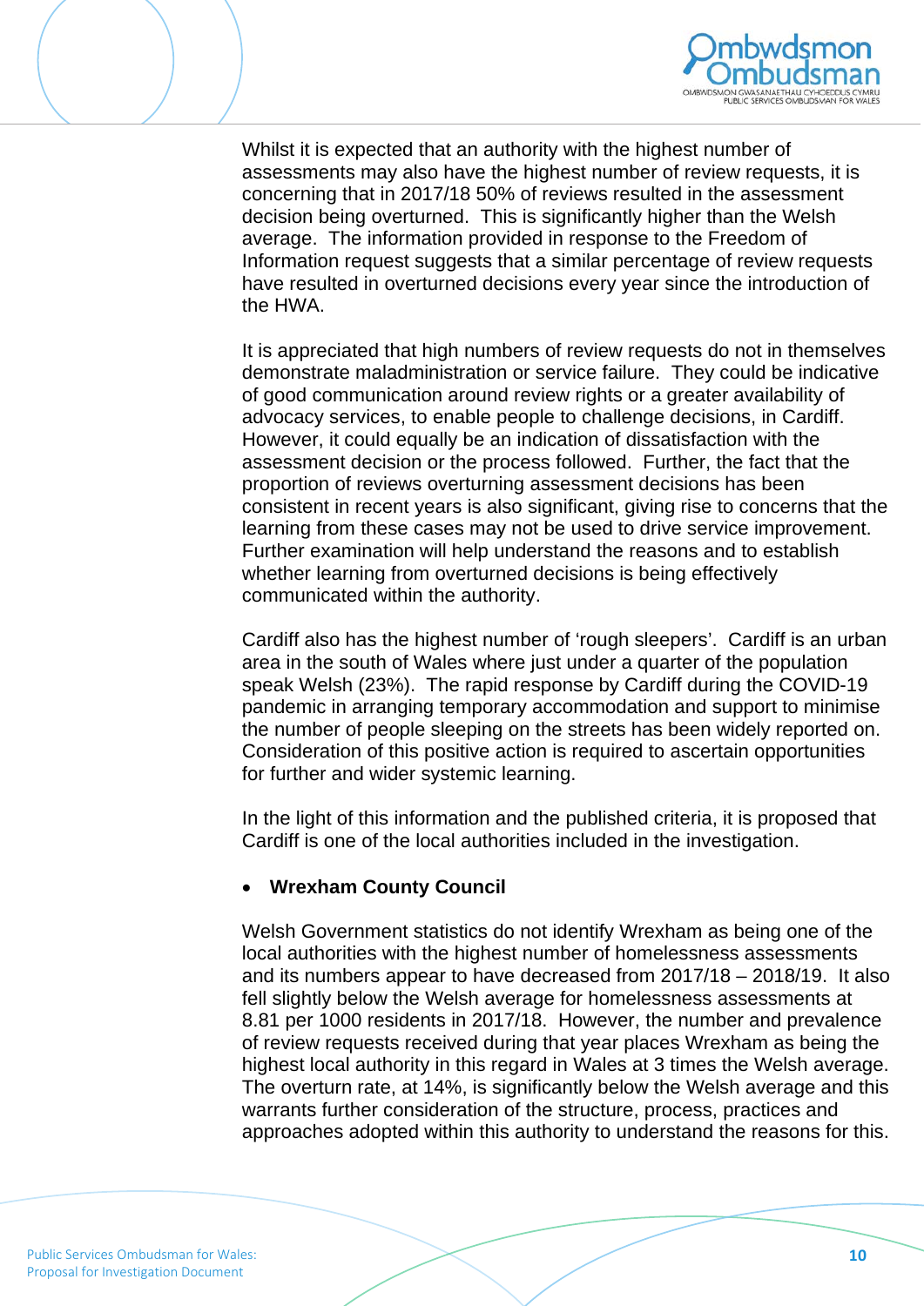Whilst it is expected that an authority with the highest number of assessments may also have the highest number of review requests, it is concerning that in 2017/18 50% of reviews resulted in the assessment decision being overturned. This is significantly higher than the Welsh average. The information provided in response to the Freedom of Information request suggests that a similar percentage of review requests have resulted in overturned decisions every year since the introduction of the HWA.

It is appreciated that high numbers of review requests do not in themselves demonstrate maladministration or service failure. They could be indicative of good communication around review rights or a greater availability of advocacy services, to enable people to challenge decisions, in Cardiff. However, it could equally be an indication of dissatisfaction with the assessment decision or the process followed. Further, the fact that the proportion of reviews overturning assessment decisions has been consistent in recent years is also significant, giving rise to concerns that the learning from these cases may not be used to drive service improvement. Further examination will help understand the reasons and to establish whether learning from overturned decisions is being effectively communicated within the authority.

Cardiff also has the highest number of 'rough sleepers'. Cardiff is an urban area in the south of Wales where just under a quarter of the population speak Welsh (23%). The rapid response by Cardiff during the COVID-19 pandemic in arranging temporary accommodation and support to minimise the number of people sleeping on the streets has been widely reported on. Consideration of this positive action is required to ascertain opportunities for further and wider systemic learning.

In the light of this information and the published criteria, it is proposed that Cardiff is one of the local authorities included in the investigation.

- **Wrexham County Council**

Welsh Government statistics do not identify Wrexham as being one of the local authorities with the highest number of homelessness assessments and its numbers appear to have decreased from 2017/18 – 2018/19. It also fell slightly below the Welsh average for homelessness assessments at 8.81 per 1000 residents in 2017/18. However, the number and prevalence of review requests received during that year places Wrexham as being the highest local authority in this regard in Wales at 3 times the Welsh average. The overturn rate, at 14%, is significantly below the Welsh average and this warrants further consideration of the structure, process, practices and approaches adopted within this authority to understand the reasons for this.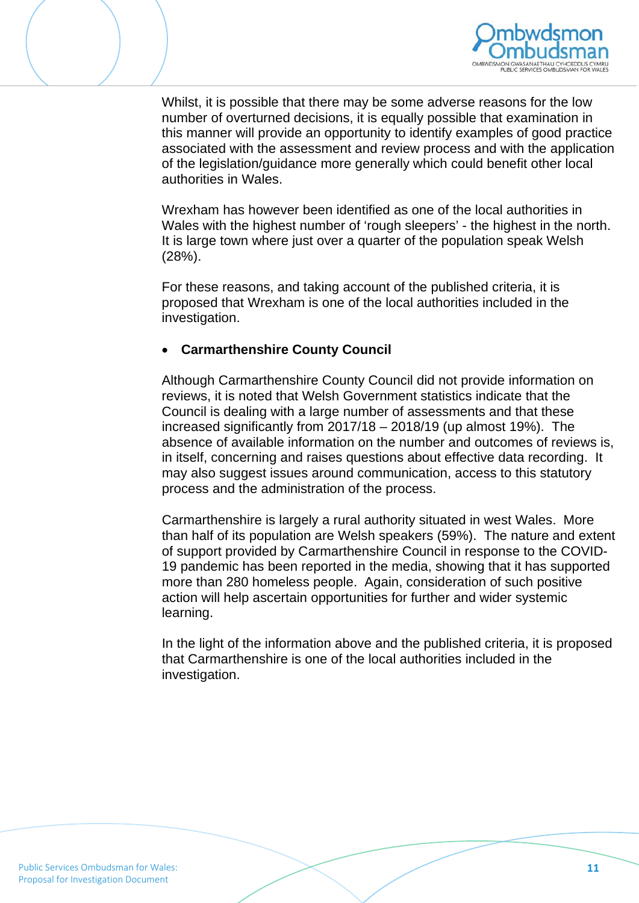Whilst, it is possible that there may be some adverse reasons for the low number of overturned decisions, it is equally possible that examination in this manner will provide an opportunity to identify examples of good practice associated with the assessment and review process and with the application of the legislation/guidance more generally which could benefit other local authorities in Wales.

Wrexham has however been identified as one of the local authorities in Wales with the highest number of 'rough sleepers' - the highest in the north. It is large town where just over a quarter of the population speak Welsh (28%).

For these reasons, and taking account of the published criteria, it is proposed that Wrexham is one of the local authorities included in the investigation.

- **Carmarthenshire County Council**

Although Carmarthenshire County Council did not provide information on reviews, it is noted that Welsh Government statistics indicate that the Council is dealing with a large number of assessments and that these increased significantly from 2017/18 – 2018/19 (up almost 19%). The absence of available information on the number and outcomes of reviews is, in itself, concerning and raises questions about effective data recording. It may also suggest issues around communication, access to this statutory process and the administration of the process.

Carmarthenshire is largely a rural authority situated in west Wales. More than half of its population are Welsh speakers (59%). The nature and extent of support provided by Carmarthenshire Council in response to the COVID-19 pandemic has been reported in the media, showing that it has supported more than 280 homeless people. Again, consideration of such positive action will help ascertain opportunities for further and wider systemic learning.

In the light of the information above and the published criteria, it is proposed that Carmarthenshire is one of the local authorities included in the investigation.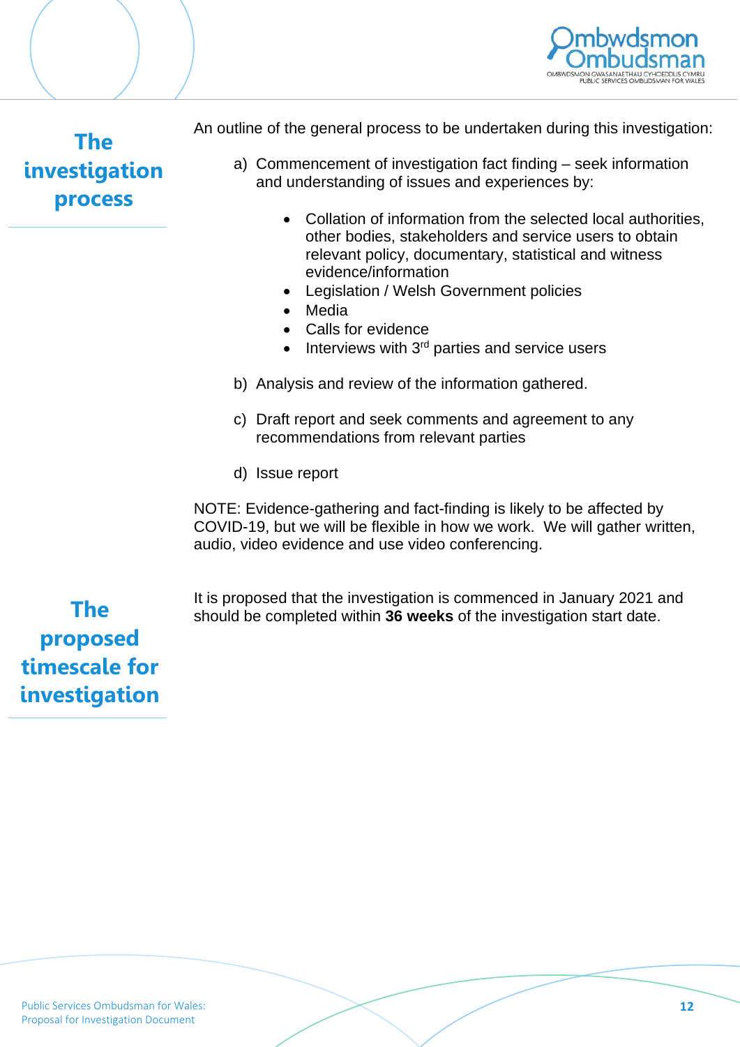## The investigation process

An outline of the general process to be undertaken during this investigation:

a) Commencement of investigation fact finding – seek information and understanding of issues and experiences by:

   - Collation of information from the selected local authorities, other bodies, stakeholders and service users to obtain relevant policy, documentary, statistical and witness evidence/information
   - Legislation / Welsh Government policies
   - Media
   - Calls for evidence
   - Interviews with 3rd parties and service users

b) Analysis and review of the information gathered.

c) Draft report and seek comments and agreement to any recommendations from relevant parties

d) Issue report

NOTE: Evidence-gathering and fact-finding is likely to be affected by COVID-19, but we will be flexible in how we work. We will gather written, audio, video evidence and use video conferencing.

## The proposed timescale for investigation

It is proposed that the investigation is commenced in January 2021 and should be completed within **36 weeks** of the investigation start date.